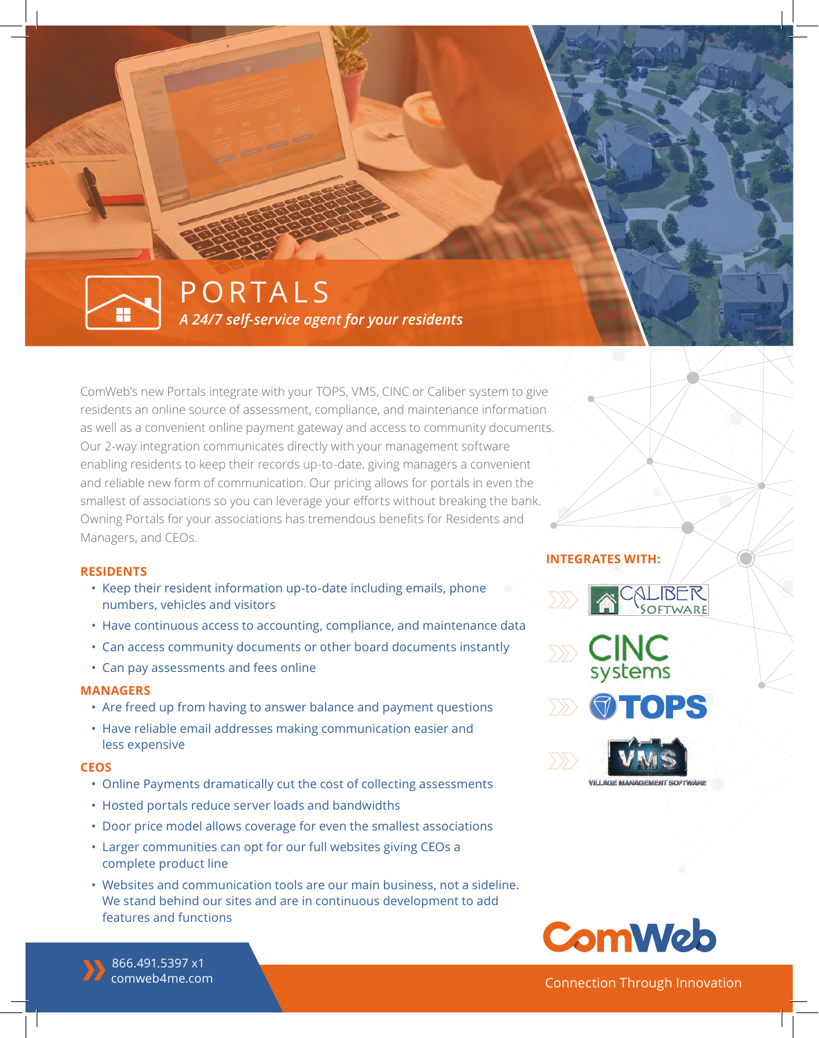# PORTALS

*A 24/7 self-service agent for your residents*

ComWeb's new Portals integrate with your TOPS, VMS, CINC or Caliber system to give residents an online source of assessment, compliance, and maintenance information as well as a convenient online payment gateway and access to community documents. Our 2-way integration communicates directly with your management software enabling residents to keep their records up-to-date, giving managers a convenient and reliable new form of communication. Our pricing allows for portals in even the smallest of associations so you can leverage your efforts without breaking the bank. Owning Portals for your associations has tremendous benefits for Residents and Managers, and CEOs.

**RESIDENTS**

- Keep their resident information up-to-date including emails, phone numbers, vehicles and visitors
- Have continuous access to accounting, compliance, and maintenance data
- Can access community documents or other board documents instantly
- Can pay assessments and fees online

**MANAGERS**

- Are freed up from having to answer balance and payment questions
- Have reliable email addresses making communication easier and less expensive

**CEOS**

- Online Payments dramatically cut the cost of collecting assessments
- Hosted portals reduce server loads and bandwidths
- Door price model allows coverage for even the smallest associations
- Larger communities can opt for our full websites giving CEOs a complete product line
- Websites and communication tools are our main business, not a sideline. We stand behind our sites and are in continuous development to add features and functions

**INTEGRATES WITH:**

- Caliber Software
- CINC systems
- TOPS
- VMS Village Management Software

866.491.5397 x1
comweb4me.com

ComWeb
Connection Through Innovation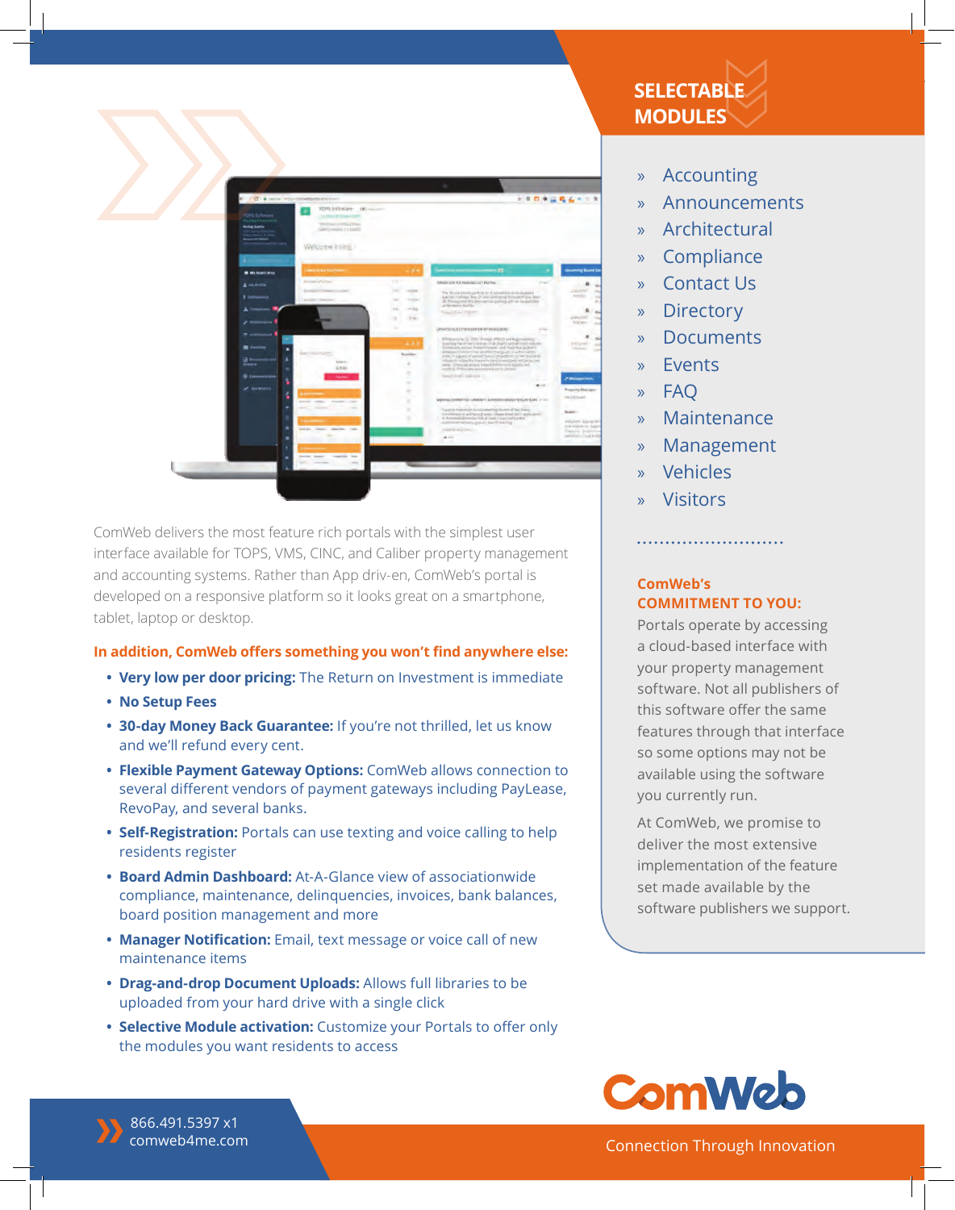## SELECTABLE MODULES

- » Accounting
- » Announcements
- » Architectural
- » Compliance
- » Contact Us
- » Directory
- » Documents
- » Events
- » FAQ
- » Maintenance
- » Management
- » Vehicles
- » Visitors

ComWeb delivers the most feature rich portals with the simplest user interface available for TOPS, VMS, CINC, and Caliber property management and accounting systems. Rather than App driv-en, ComWeb's portal is developed on a responsive platform so it looks great on a smartphone, tablet, laptop or desktop.

**In addition, ComWeb offers something you won't find anywhere else:**

- **Very low per door pricing:** The Return on Investment is immediate
- **No Setup Fees**
- **30-day Money Back Guarantee:** If you're not thrilled, let us know and we'll refund every cent.
- **Flexible Payment Gateway Options:** ComWeb allows connection to several different vendors of payment gateways including PayLease, RevoPay, and several banks.
- **Self-Registration:** Portals can use texting and voice calling to help residents register
- **Board Admin Dashboard:** At-A-Glance view of associationwide compliance, maintenance, delinquencies, invoices, bank balances, board position management and more
- **Manager Notification:** Email, text message or voice call of new maintenance items
- **Drag-and-drop Document Uploads:** Allows full libraries to be uploaded from your hard drive with a single click
- **Selective Module activation:** Customize your Portals to offer only the modules you want residents to access

### ComWeb's COMMITMENT TO YOU:

Portals operate by accessing a cloud-based interface with your property management software. Not all publishers of this software offer the same features through that interface so some options may not be available using the software you currently run.

At ComWeb, we promise to deliver the most extensive implementation of the feature set made available by the software publishers we support.

866.491.5397 x1
comweb4me.com

ComWeb

Connection Through Innovation